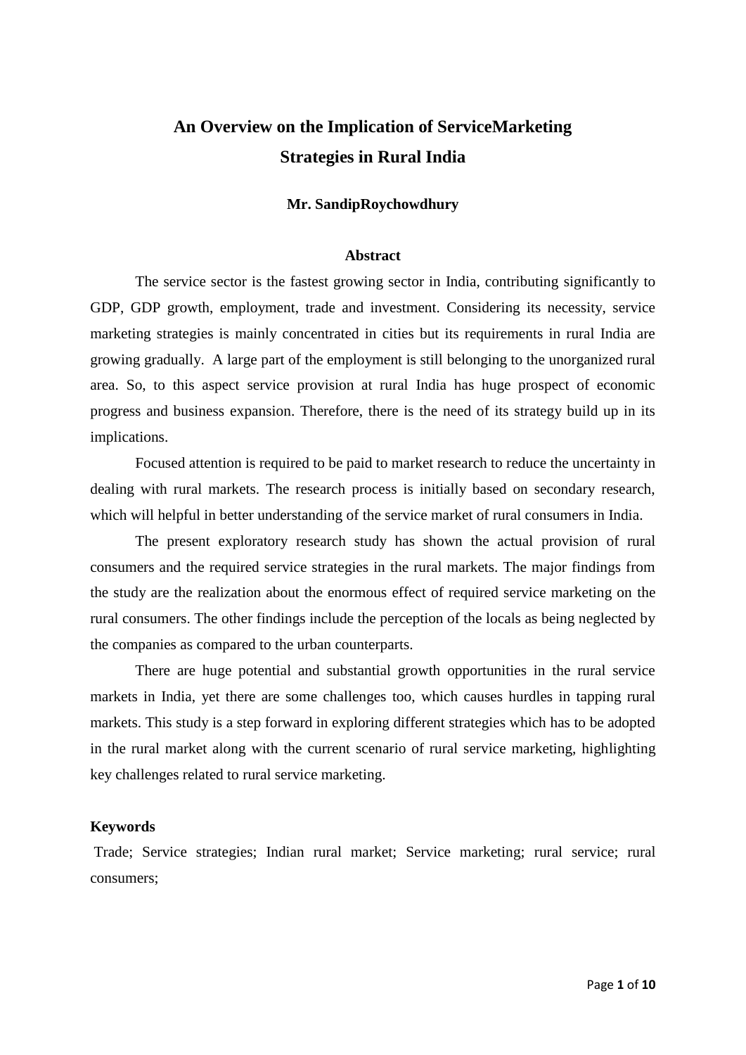# An Overview on the Implication of ServiceMarketing Strategies in Rural India

**Mr. SandipRoychowdhury**

## Abstract

The service sector is the fastest growing sector in India, contributing significantly to GDP, GDP growth, employment, trade and investment. Considering its necessity, service marketing strategies is mainly concentrated in cities but its requirements in rural India are growing gradually. A large part of the employment is still belonging to the unorganized rural area. So, to this aspect service provision at rural India has huge prospect of economic progress and business expansion. Therefore, there is the need of its strategy build up in its implications.

Focused attention is required to be paid to market research to reduce the uncertainty in dealing with rural markets. The research process is initially based on secondary research, which will helpful in better understanding of the service market of rural consumers in India.

The present exploratory research study has shown the actual provision of rural consumers and the required service strategies in the rural markets. The major findings from the study are the realization about the enormous effect of required service marketing on the rural consumers. The other findings include the perception of the locals as being neglected by the companies as compared to the urban counterparts.

There are huge potential and substantial growth opportunities in the rural service markets in India, yet there are some challenges too, which causes hurdles in tapping rural markets. This study is a step forward in exploring different strategies which has to be adopted in the rural market along with the current scenario of rural service marketing, highlighting key challenges related to rural service marketing.

**Keywords**

Trade; Service strategies; Indian rural market; Service marketing; rural service; rural consumers;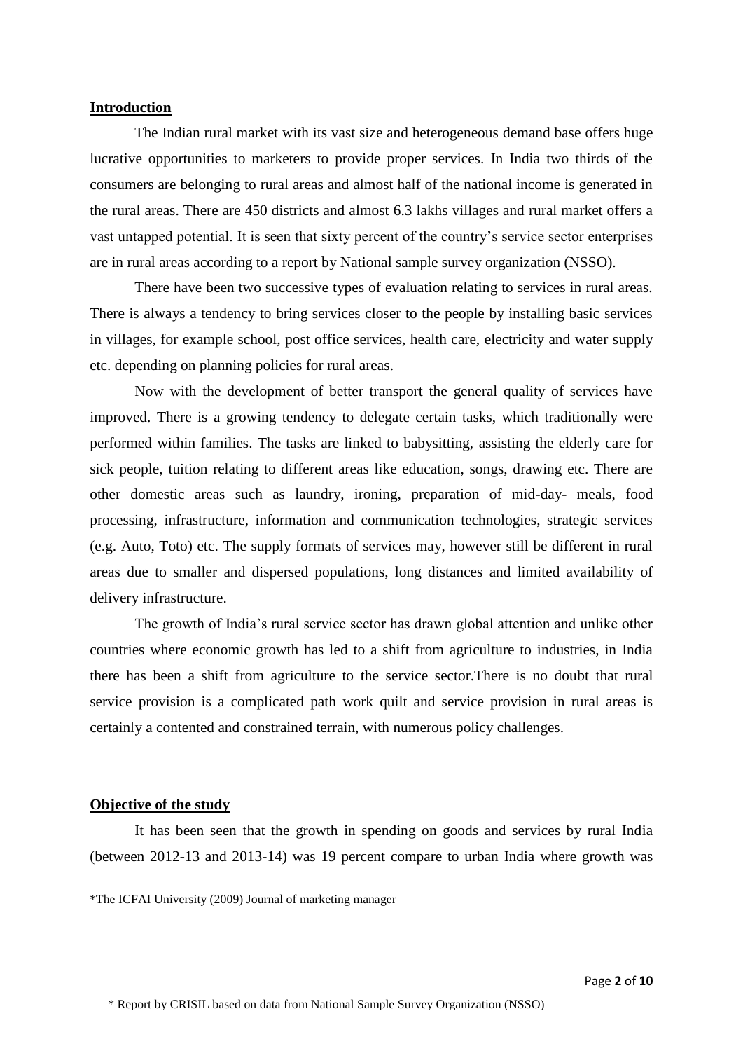## Introduction

The Indian rural market with its vast size and heterogeneous demand base offers huge lucrative opportunities to marketers to provide proper services. In India two thirds of the consumers are belonging to rural areas and almost half of the national income is generated in the rural areas. There are 450 districts and almost 6.3 lakhs villages and rural market offers a vast untapped potential. It is seen that sixty percent of the country's service sector enterprises are in rural areas according to a report by National sample survey organization (NSSO).

There have been two successive types of evaluation relating to services in rural areas. There is always a tendency to bring services closer to the people by installing basic services in villages, for example school, post office services, health care, electricity and water supply etc. depending on planning policies for rural areas.

Now with the development of better transport the general quality of services have improved. There is a growing tendency to delegate certain tasks, which traditionally were performed within families. The tasks are linked to babysitting, assisting the elderly care for sick people, tuition relating to different areas like education, songs, drawing etc. There are other domestic areas such as laundry, ironing, preparation of mid-day- meals, food processing, infrastructure, information and communication technologies, strategic services (e.g. Auto, Toto) etc. The supply formats of services may, however still be different in rural areas due to smaller and dispersed populations, long distances and limited availability of delivery infrastructure.

The growth of India's rural service sector has drawn global attention and unlike other countries where economic growth has led to a shift from agriculture to industries, in India there has been a shift from agriculture to the service sector.There is no doubt that rural service provision is a complicated path work quilt and service provision in rural areas is certainly a contented and constrained terrain, with numerous policy challenges.

## Objective of the study

It has been seen that the growth in spending on goods and services by rural India (between 2012-13 and 2013-14) was 19 percent compare to urban India where growth was

*The ICFAI University (2009) Journal of marketing manager

* Report by CRISIL based on data from National Sample Survey Organization (NSSO)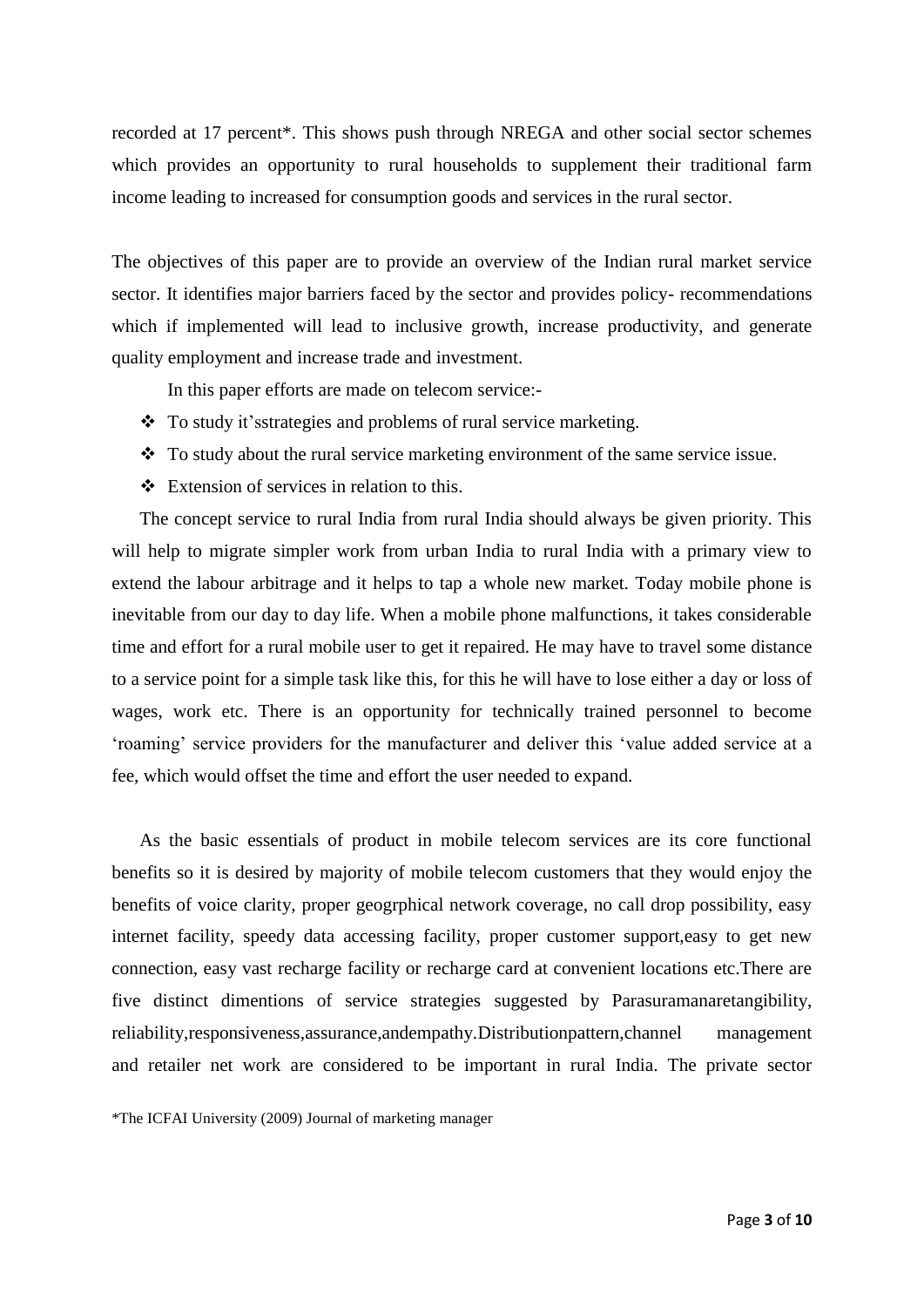recorded at 17 percent*. This shows push through NREGA and other social sector schemes which provides an opportunity to rural households to supplement their traditional farm income leading to increased for consumption goods and services in the rural sector.

The objectives of this paper are to provide an overview of the Indian rural market service sector. It identifies major barriers faced by the sector and provides policy- recommendations which if implemented will lead to inclusive growth, increase productivity, and generate quality employment and increase trade and investment.

In this paper efforts are made on telecom service:-

- To study it'sstrategies and problems of rural service marketing.
- To study about the rural service marketing environment of the same service issue.
- Extension of services in relation to this.

The concept service to rural India from rural India should always be given priority. This will help to migrate simpler work from urban India to rural India with a primary view to extend the labour arbitrage and it helps to tap a whole new market. Today mobile phone is inevitable from our day to day life. When a mobile phone malfunctions, it takes considerable time and effort for a rural mobile user to get it repaired. He may have to travel some distance to a service point for a simple task like this, for this he will have to lose either a day or loss of wages, work etc. There is an opportunity for technically trained personnel to become 'roaming' service providers for the manufacturer and deliver this 'value added service at a fee, which would offset the time and effort the user needed to expand.

As the basic essentials of product in mobile telecom services are its core functional benefits so it is desired by majority of mobile telecom customers that they would enjoy the benefits of voice clarity, proper geogrphical network coverage, no call drop possibility, easy internet facility, speedy data accessing facility, proper customer support,easy to get new connection, easy vast recharge facility or recharge card at convenient locations etc.There are five distinct dimentions of service strategies suggested by Parasuramanaretangibility, reliability,responsiveness,assurance,andempathy.Distributionpattern,channel management and retailer net work are considered to be important in rural India. The private sector

*The ICFAI University (2009) Journal of marketing manager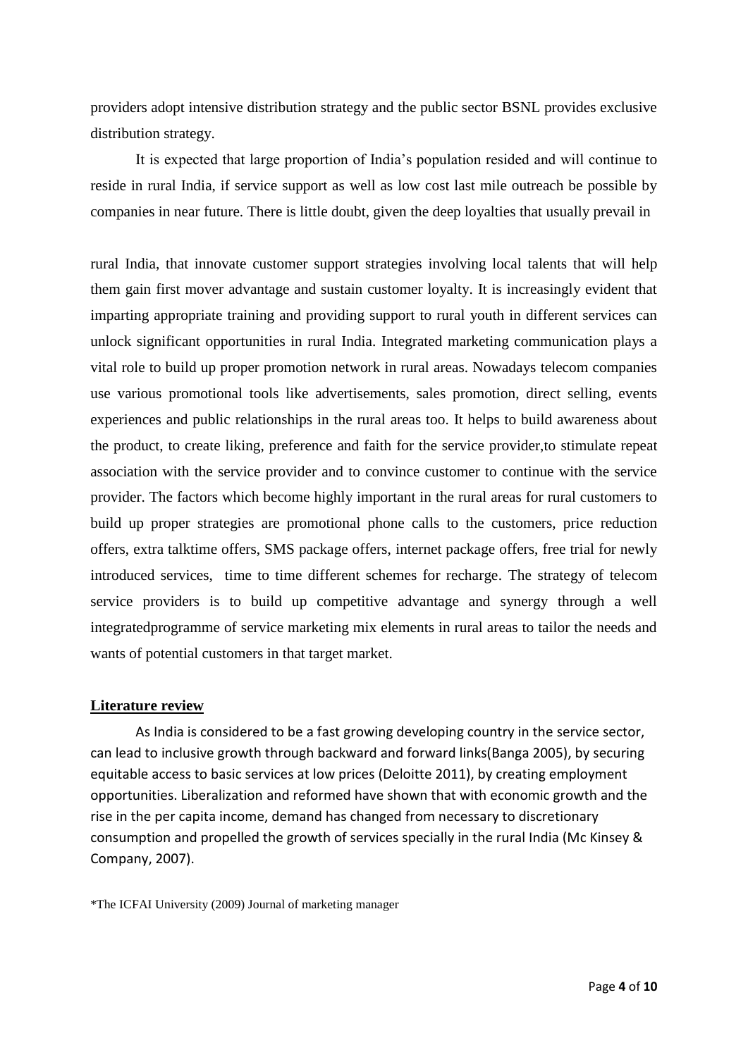providers adopt intensive distribution strategy and the public sector BSNL provides exclusive distribution strategy.

It is expected that large proportion of India's population resided and will continue to reside in rural India, if service support as well as low cost last mile outreach be possible by companies in near future. There is little doubt, given the deep loyalties that usually prevail in

rural India, that innovate customer support strategies involving local talents that will help them gain first mover advantage and sustain customer loyalty. It is increasingly evident that imparting appropriate training and providing support to rural youth in different services can unlock significant opportunities in rural India. Integrated marketing communication plays a vital role to build up proper promotion network in rural areas. Nowadays telecom companies use various promotional tools like advertisements, sales promotion, direct selling, events experiences and public relationships in the rural areas too. It helps to build awareness about the product, to create liking, preference and faith for the service provider,to stimulate repeat association with the service provider and to convince customer to continue with the service provider. The factors which become highly important in the rural areas for rural customers to build up proper strategies are promotional phone calls to the customers, price reduction offers, extra talktime offers, SMS package offers, internet package offers, free trial for newly introduced services, time to time different schemes for recharge. The strategy of telecom service providers is to build up competitive advantage and synergy through a well integratedprogramme of service marketing mix elements in rural areas to tailor the needs and wants of potential customers in that target market.

## Literature review

As India is considered to be a fast growing developing country in the service sector, can lead to inclusive growth through backward and forward links(Banga 2005), by securing equitable access to basic services at low prices (Deloitte 2011), by creating employment opportunities. Liberalization and reformed have shown that with economic growth and the rise in the per capita income, demand has changed from necessary to discretionary consumption and propelled the growth of services specially in the rural India (Mc Kinsey & Company, 2007).

*The ICFAI University (2009) Journal of marketing manager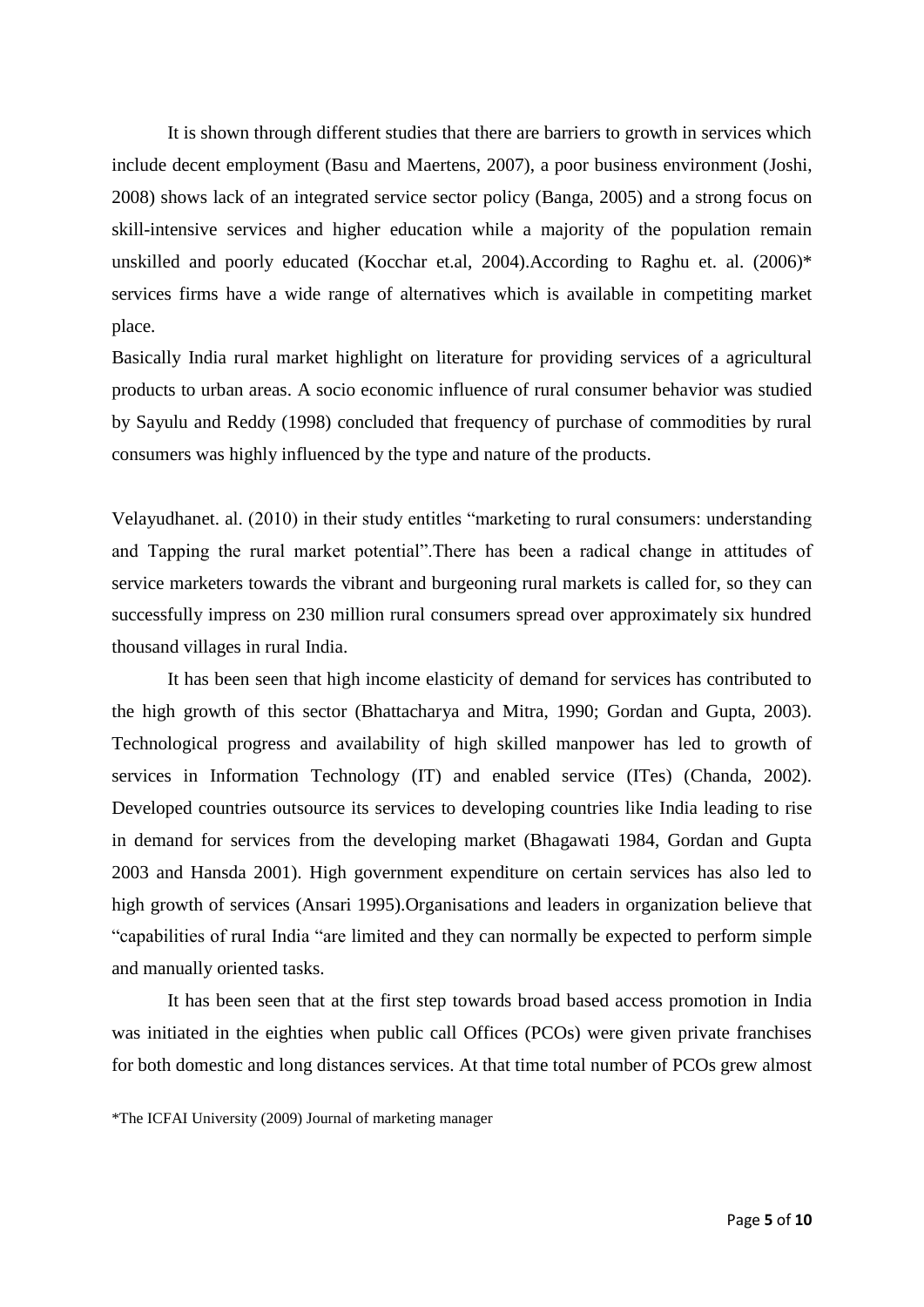It is shown through different studies that there are barriers to growth in services which include decent employment (Basu and Maertens, 2007), a poor business environment (Joshi, 2008) shows lack of an integrated service sector policy (Banga, 2005) and a strong focus on skill-intensive services and higher education while a majority of the population remain unskilled and poorly educated (Kocchar et.al, 2004).According to Raghu et. al. (2006)* services firms have a wide range of alternatives which is available in competiting market place.

Basically India rural market highlight on literature for providing services of a agricultural products to urban areas. A socio economic influence of rural consumer behavior was studied by Sayulu and Reddy (1998) concluded that frequency of purchase of commodities by rural consumers was highly influenced by the type and nature of the products.

Velayudhanet. al. (2010) in their study entitles "marketing to rural consumers: understanding and Tapping the rural market potential".There has been a radical change in attitudes of service marketers towards the vibrant and burgeoning rural markets is called for, so they can successfully impress on 230 million rural consumers spread over approximately six hundred thousand villages in rural India.

It has been seen that high income elasticity of demand for services has contributed to the high growth of this sector (Bhattacharya and Mitra, 1990; Gordan and Gupta, 2003). Technological progress and availability of high skilled manpower has led to growth of services in Information Technology (IT) and enabled service (ITes) (Chanda, 2002). Developed countries outsource its services to developing countries like India leading to rise in demand for services from the developing market (Bhagawati 1984, Gordan and Gupta 2003 and Hansda 2001). High government expenditure on certain services has also led to high growth of services (Ansari 1995).Organisations and leaders in organization believe that "capabilities of rural India "are limited and they can normally be expected to perform simple and manually oriented tasks.

It has been seen that at the first step towards broad based access promotion in India was initiated in the eighties when public call Offices (PCOs) were given private franchises for both domestic and long distances services. At that time total number of PCOs grew almost

*The ICFAI University (2009) Journal of marketing manager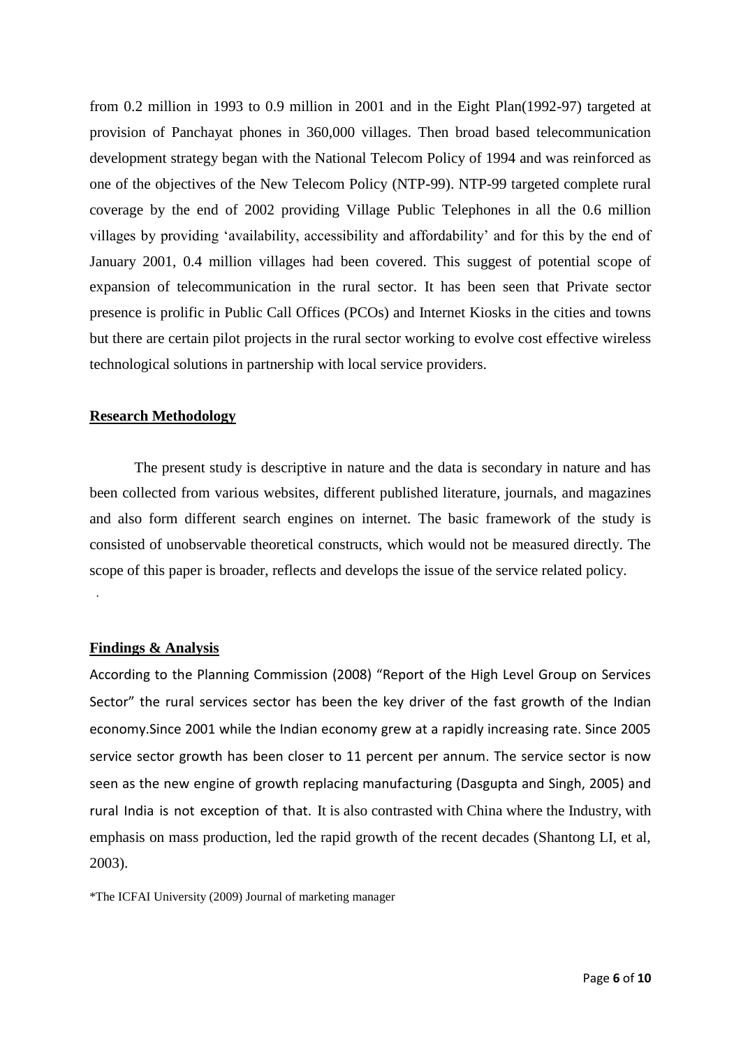from 0.2 million in 1993 to 0.9 million in 2001 and in the Eight Plan(1992-97) targeted at provision of Panchayat phones in 360,000 villages. Then broad based telecommunication development strategy began with the National Telecom Policy of 1994 and was reinforced as one of the objectives of the New Telecom Policy (NTP-99). NTP-99 targeted complete rural coverage by the end of 2002 providing Village Public Telephones in all the 0.6 million villages by providing 'availability, accessibility and affordability' and for this by the end of January 2001, 0.4 million villages had been covered. This suggest of potential scope of expansion of telecommunication in the rural sector. It has been seen that Private sector presence is prolific in Public Call Offices (PCOs) and Internet Kiosks in the cities and towns but there are certain pilot projects in the rural sector working to evolve cost effective wireless technological solutions in partnership with local service providers.

## Research Methodology

The present study is descriptive in nature and the data is secondary in nature and has been collected from various websites, different published literature, journals, and magazines and also form different search engines on internet. The basic framework of the study is consisted of unobservable theoretical constructs, which would not be measured directly. The scope of this paper is broader, reflects and develops the issue of the service related policy.

## Findings & Analysis

According to the Planning Commission (2008) "Report of the High Level Group on Services Sector" the rural services sector has been the key driver of the fast growth of the Indian economy.Since 2001 while the Indian economy grew at a rapidly increasing rate. Since 2005 service sector growth has been closer to 11 percent per annum. The service sector is now seen as the new engine of growth replacing manufacturing (Dasgupta and Singh, 2005) and rural India is not exception of that. It is also contrasted with China where the Industry, with emphasis on mass production, led the rapid growth of the recent decades (Shantong LI, et al, 2003).

*The ICFAI University (2009) Journal of marketing manager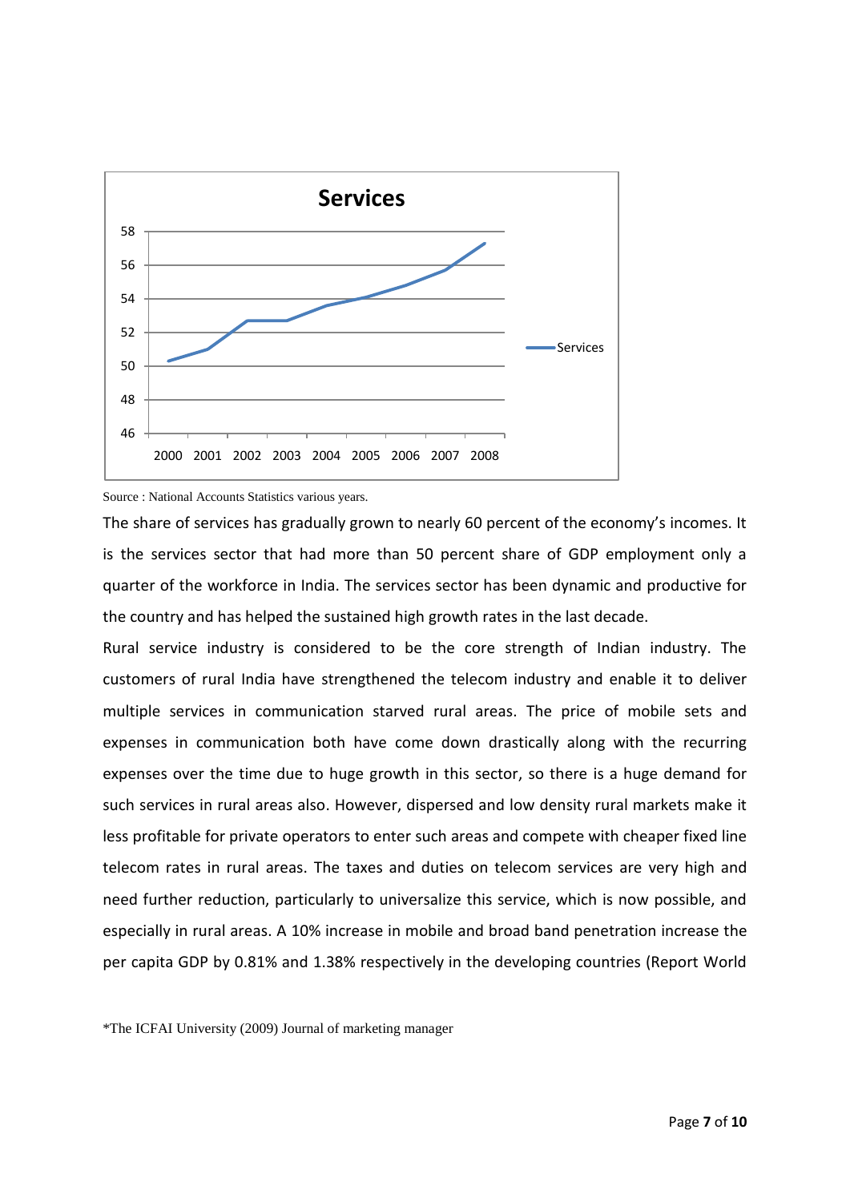Source : National Accounts Statistics various years.

The share of services has gradually grown to nearly 60 percent of the economy's incomes. It is the services sector that had more than 50 percent share of GDP employment only a quarter of the workforce in India. The services sector has been dynamic and productive for the country and has helped the sustained high growth rates in the last decade.

Rural service industry is considered to be the core strength of Indian industry. The customers of rural India have strengthened the telecom industry and enable it to deliver multiple services in communication starved rural areas. The price of mobile sets and expenses in communication both have come down drastically along with the recurring expenses over the time due to huge growth in this sector, so there is a huge demand for such services in rural areas also. However, dispersed and low density rural markets make it less profitable for private operators to enter such areas and compete with cheaper fixed line telecom rates in rural areas. The taxes and duties on telecom services are very high and need further reduction, particularly to universalize this service, which is now possible, and especially in rural areas. A 10% increase in mobile and broad band penetration increase the per capita GDP by 0.81% and 1.38% respectively in the developing countries (Report World

*The ICFAI University (2009) Journal of marketing manager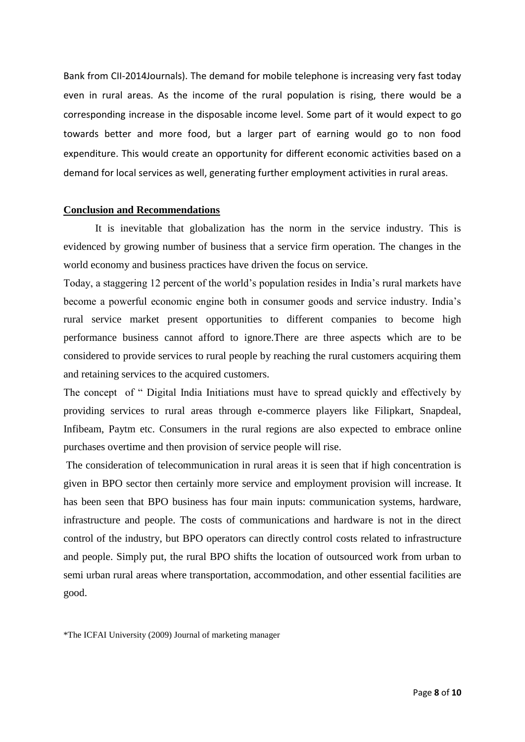Bank from CII-2014Journals). The demand for mobile telephone is increasing very fast today even in rural areas. As the income of the rural population is rising, there would be a corresponding increase in the disposable income level. Some part of it would expect to go towards better and more food, but a larger part of earning would go to non food expenditure. This would create an opportunity for different economic activities based on a demand for local services as well, generating further employment activities in rural areas.

## Conclusion and Recommendations

It is inevitable that globalization has the norm in the service industry. This is evidenced by growing number of business that a service firm operation. The changes in the world economy and business practices have driven the focus on service.

Today, a staggering 12 percent of the world's population resides in India's rural markets have become a powerful economic engine both in consumer goods and service industry. India's rural service market present opportunities to different companies to become high performance business cannot afford to ignore.There are three aspects which are to be considered to provide services to rural people by reaching the rural customers acquiring them and retaining services to the acquired customers.

The concept of " Digital India Initiations must have to spread quickly and effectively by providing services to rural areas through e-commerce players like Filipkart, Snapdeal, Infibeam, Paytm etc. Consumers in the rural regions are also expected to embrace online purchases overtime and then provision of service people will rise.

The consideration of telecommunication in rural areas it is seen that if high concentration is given in BPO sector then certainly more service and employment provision will increase. It has been seen that BPO business has four main inputs: communication systems, hardware, infrastructure and people. The costs of communications and hardware is not in the direct control of the industry, but BPO operators can directly control costs related to infrastructure and people. Simply put, the rural BPO shifts the location of outsourced work from urban to semi urban rural areas where transportation, accommodation, and other essential facilities are good.

*The ICFAI University (2009) Journal of marketing manager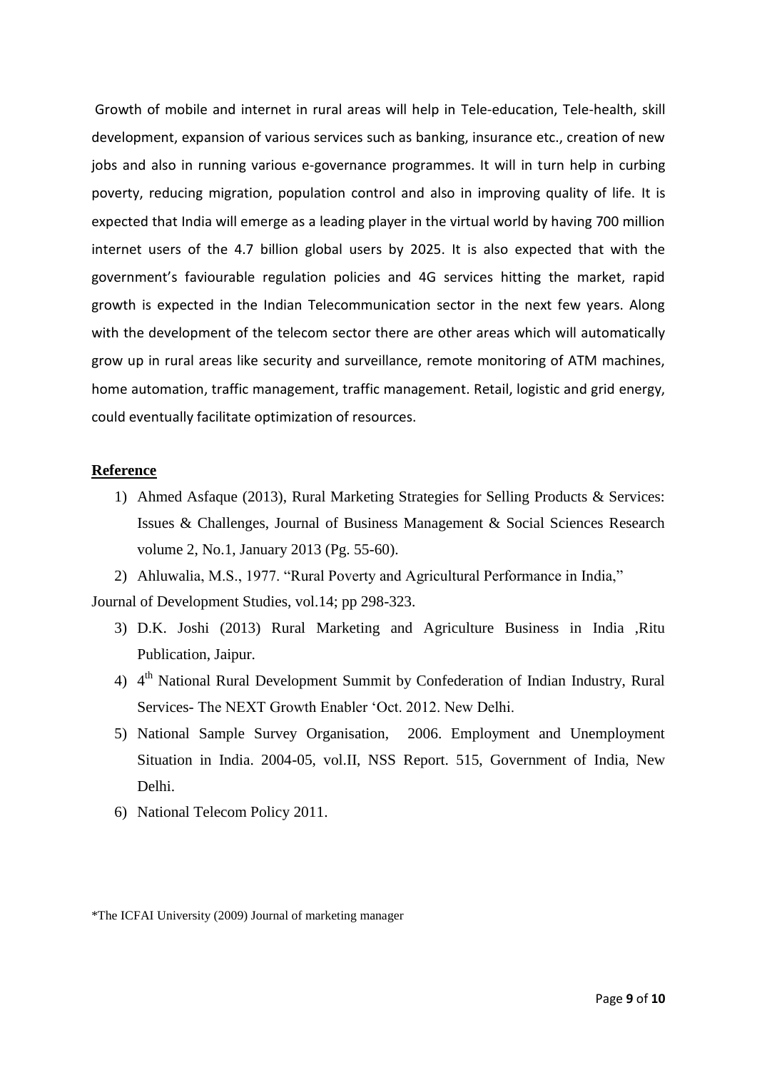Growth of mobile and internet in rural areas will help in Tele-education, Tele-health, skill development, expansion of various services such as banking, insurance etc., creation of new jobs and also in running various e-governance programmes. It will in turn help in curbing poverty, reducing migration, population control and also in improving quality of life. It is expected that India will emerge as a leading player in the virtual world by having 700 million internet users of the 4.7 billion global users by 2025. It is also expected that with the government's faviourable regulation policies and 4G services hitting the market, rapid growth is expected in the Indian Telecommunication sector in the next few years. Along with the development of the telecom sector there are other areas which will automatically grow up in rural areas like security and surveillance, remote monitoring of ATM machines, home automation, traffic management, traffic management. Retail, logistic and grid energy, could eventually facilitate optimization of resources.

## Reference

1) Ahmed Asfaque (2013), Rural Marketing Strategies for Selling Products & Services: Issues & Challenges, Journal of Business Management & Social Sciences Research volume 2, No.1, January 2013 (Pg. 55-60).
2) Ahluwalia, M.S., 1977. "Rural Poverty and Agricultural Performance in India," Journal of Development Studies, vol.14; pp 298-323.
3) D.K. Joshi (2013) Rural Marketing and Agriculture Business in India ,Ritu Publication, Jaipur.
4) 4th National Rural Development Summit by Confederation of Indian Industry, Rural Services- The NEXT Growth Enabler 'Oct. 2012. New Delhi.
5) National Sample Survey Organisation, 2006. Employment and Unemployment Situation in India. 2004-05, vol.II, NSS Report. 515, Government of India, New Delhi.
6) National Telecom Policy 2011.

*The ICFAI University (2009) Journal of marketing manager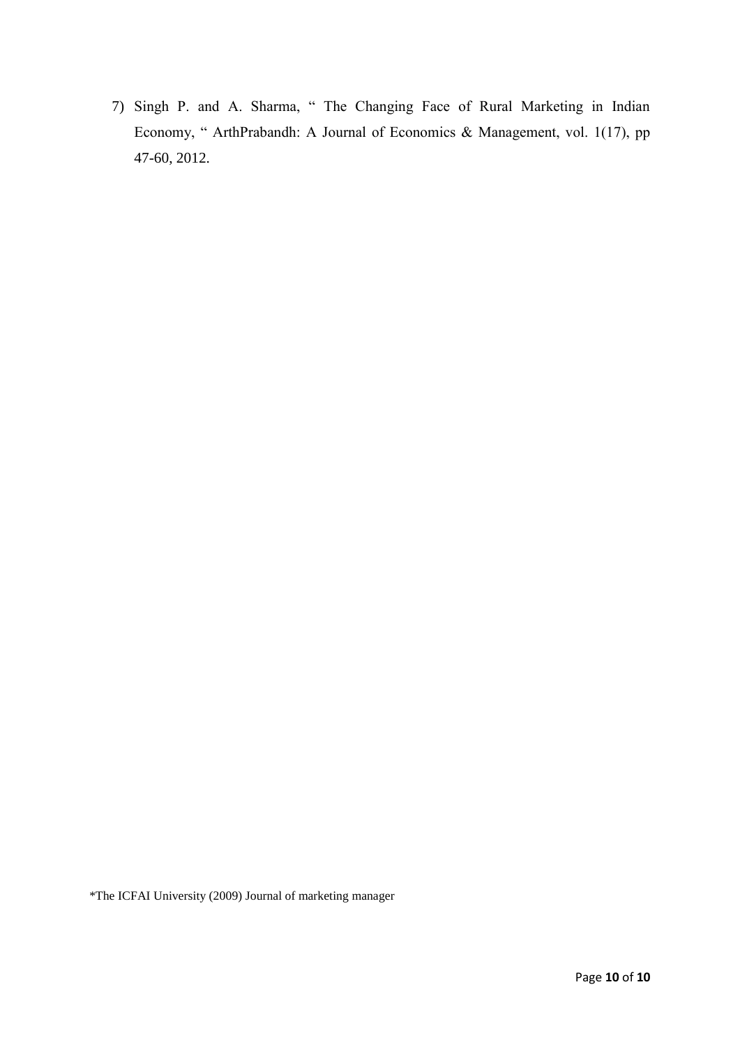7) Singh P. and A. Sharma, " The Changing Face of Rural Marketing in Indian Economy, " ArthPrabandh: A Journal of Economics & Management, vol. 1(17), pp 47-60, 2012.

*The ICFAI University (2009) Journal of marketing manager